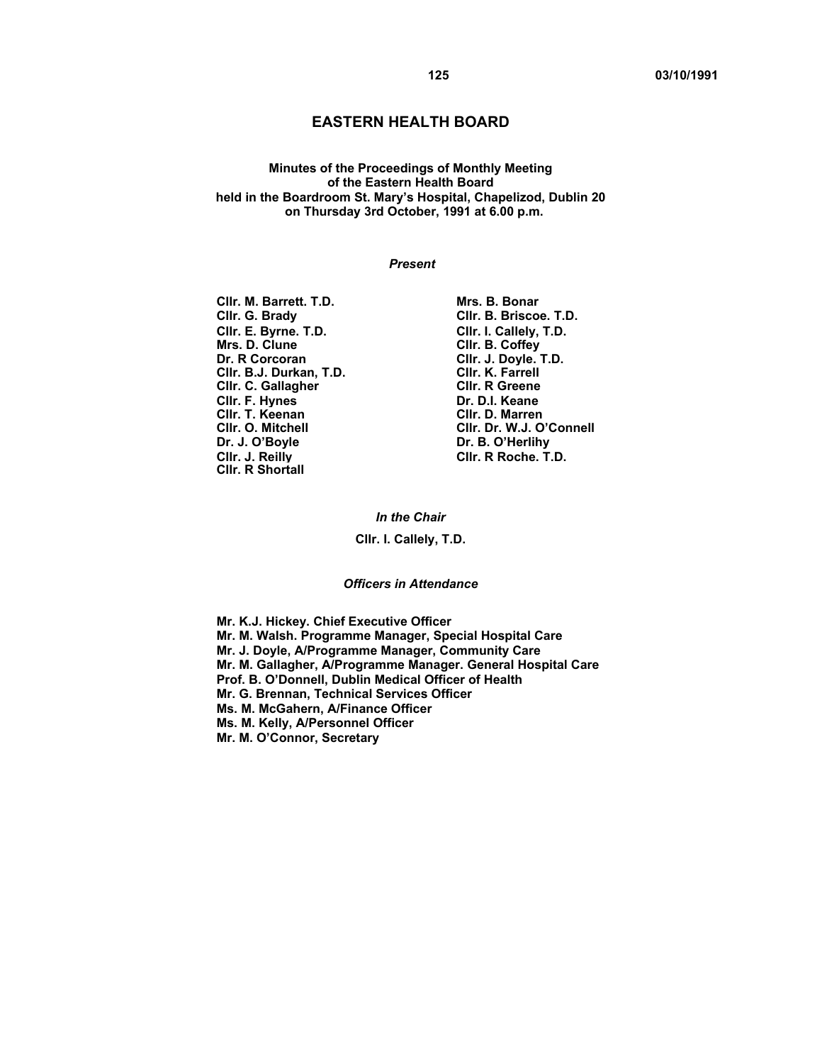# EASTERN HEALTH BOARD

**Minutes of the Proceedings of Monthly Meeting of the Eastern Health Board held in the Boardroom St. Mary's Hospital, Chapelizod, Dublin 20 on Thursday 3rd October, 1991 at 6.00 p.m.**

### *Present*

**Cllr. M. Barrett. T.D.**
**Cllr. G. Brady**
**Cllr. E. Byrne. T.D.**
**Mrs. D. Clune**
**Dr. R Corcoran**
**Cllr. B.J. Durkan, T.D.**
**Cllr. C. Gallagher**
**Cllr. F. Hynes**
**Cllr. T. Keenan**
**Cllr. O. Mitchell**
**Dr. J. O'Boyle**
**Cllr. J. Reilly**
**Cllr. R Shortall**
**Mrs. B. Bonar**
**Cllr. B. Briscoe. T.D.**
**Cllr. I. Callely, T.D.**
**Cllr. B. Coffey**
**Cllr. J. Doyle. T.D.**
**Cllr. K. Farrell**
**Cllr. R Greene**
**Dr. D.I. Keane**
**Cllr. D. Marren**
**Cllr. Dr. W.J. O'Connell**
**Dr. B. O'Herlihy**
**Cllr. R Roche. T.D.**

### *In the Chair*

**Cllr. I. Callely, T.D.**

### *Officers in Attendance*

**Mr. K.J. Hickey. Chief Executive Officer**
**Mr. M. Walsh. Programme Manager, Special Hospital Care**
**Mr. J. Doyle, A/Programme Manager, Community Care**
**Mr. M. Gallagher, A/Programme Manager. General Hospital Care**
**Prof. B. O'Donnell, Dublin Medical Officer of Health**
**Mr. G. Brennan, Technical Services Officer**
**Ms. M. McGahern, A/Finance Officer**
**Ms. M. Kelly, A/Personnel Officer**
**Mr. M. O'Connor, Secretary**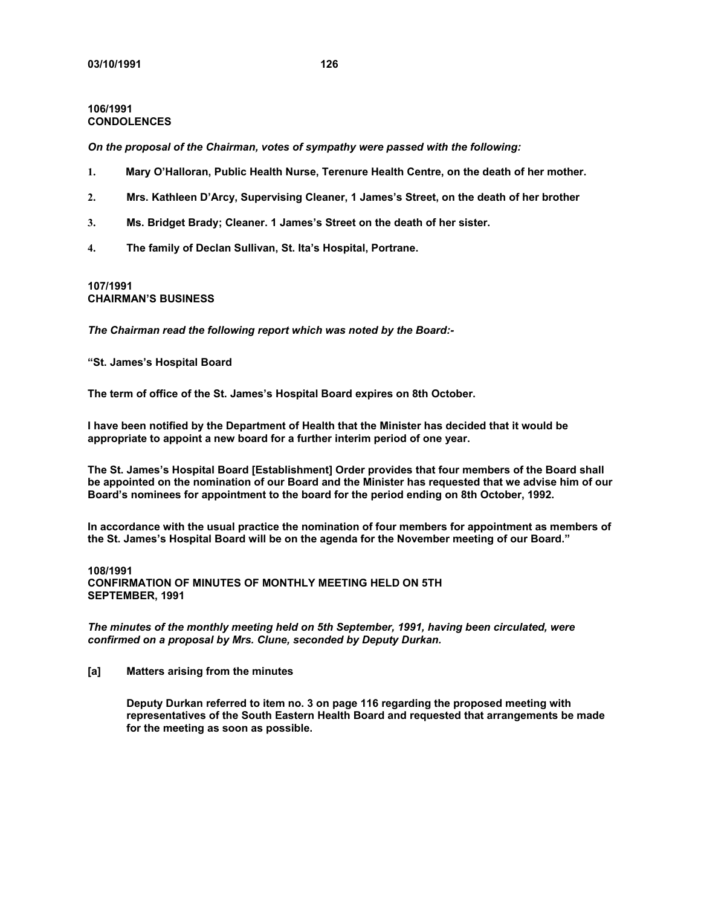**106/1991**
**CONDOLENCES**

***On the proposal of the Chairman, votes of sympathy were passed with the following:***

1. **Mary O'Halloran, Public Health Nurse, Terenure Health Centre, on the death of her mother.**
2. **Mrs. Kathleen D'Arcy, Supervising Cleaner, 1 James's Street, on the death of her brother**
3. **Ms. Bridget Brady; Cleaner. 1 James's Street on the death of her sister.**
4. **The family of Declan Sullivan, St. Ita's Hospital, Portrane.**

**107/1991**
**CHAIRMAN'S BUSINESS**

***The Chairman read the following report which was noted by the Board:-***

**"St. James's Hospital Board**

**The term of office of the St. James's Hospital Board expires on 8th October.**

**I have been notified by the Department of Health that the Minister has decided that it would be appropriate to appoint a new board for a further interim period of one year.**

**The St. James's Hospital Board [Establishment] Order provides that four members of the Board shall be appointed on the nomination of our Board and the Minister has requested that we advise him of our Board's nominees for appointment to the board for the period ending on 8th October, 1992.**

**In accordance with the usual practice the nomination of four members for appointment as members of the St. James's Hospital Board will be on the agenda for the November meeting of our Board."**

**108/1991**
**CONFIRMATION OF MINUTES OF MONTHLY MEETING HELD ON 5TH SEPTEMBER, 1991**

***The minutes of the monthly meeting held on 5th September, 1991, having been circulated, were confirmed on a proposal by Mrs. Clune, seconded by Deputy Durkan.***

**[a] Matters arising from the minutes**

**Deputy Durkan referred to item no. 3 on page 116 regarding the proposed meeting with representatives of the South Eastern Health Board and requested that arrangements be made for the meeting as soon as possible.**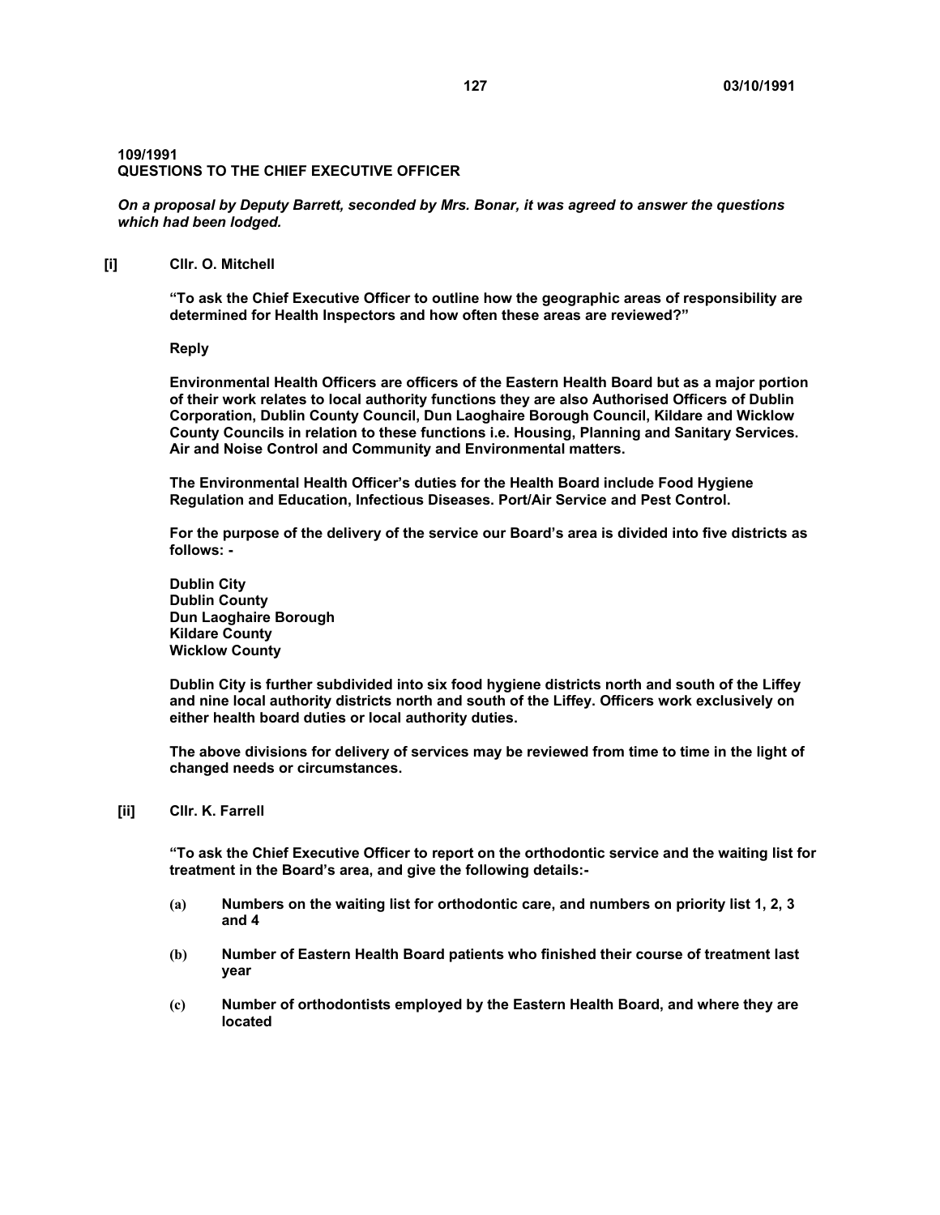**109/1991**
**QUESTIONS TO THE CHIEF EXECUTIVE OFFICER**

***On a proposal by Deputy Barrett, seconded by Mrs. Bonar, it was agreed to answer the questions which had been lodged.***

**[i] Cllr. O. Mitchell**

**"To ask the Chief Executive Officer to outline how the geographic areas of responsibility are determined for Health Inspectors and how often these areas are reviewed?"**

**Reply**

**Environmental Health Officers are officers of the Eastern Health Board but as a major portion of their work relates to local authority functions they are also Authorised Officers of Dublin Corporation, Dublin County Council, Dun Laoghaire Borough Council, Kildare and Wicklow County Councils in relation to these functions i.e. Housing, Planning and Sanitary Services. Air and Noise Control and Community and Environmental matters.**

**The Environmental Health Officer's duties for the Health Board include Food Hygiene Regulation and Education, Infectious Diseases. Port/Air Service and Pest Control.**

**For the purpose of the delivery of the service our Board's area is divided into five districts as follows: -**

**Dublin City**
**Dublin County**
**Dun Laoghaire Borough**
**Kildare County**
**Wicklow County**

**Dublin City is further subdivided into six food hygiene districts north and south of the Liffey and nine local authority districts north and south of the Liffey. Officers work exclusively on either health board duties or local authority duties.**

**The above divisions for delivery of services may be reviewed from time to time in the light of changed needs or circumstances.**

**[ii] Cllr. K. Farrell**

**"To ask the Chief Executive Officer to report on the orthodontic service and the waiting list for treatment in the Board's area, and give the following details:-**

**(a) Numbers on the waiting list for orthodontic care, and numbers on priority list 1, 2, 3 and 4**

**(b) Number of Eastern Health Board patients who finished their course of treatment last year**

**(c) Number of orthodontists employed by the Eastern Health Board, and where they are located**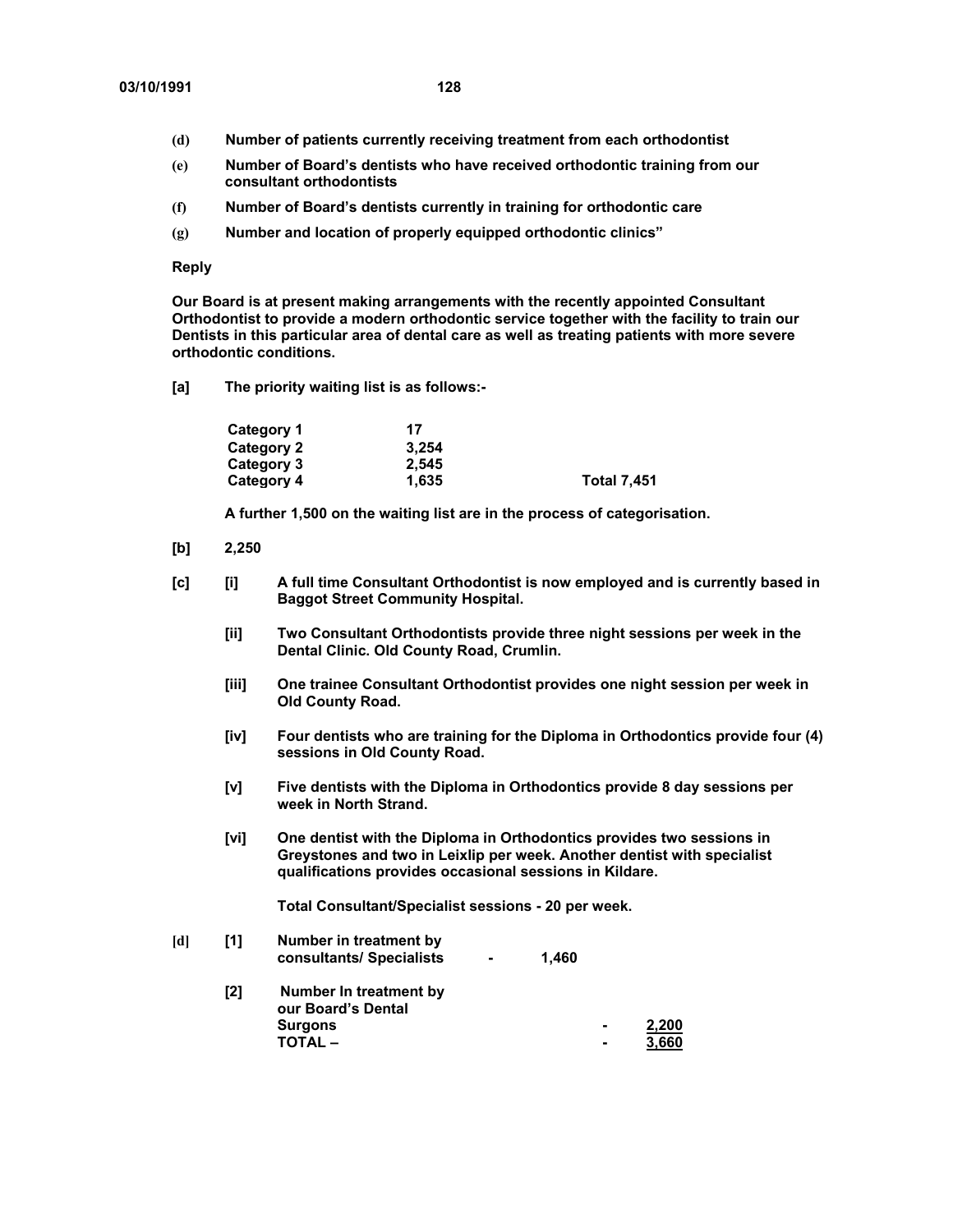**(d)** **Number of patients currently receiving treatment from each orthodontist**

**(e)** **Number of Board's dentists who have received orthodontic training from our consultant orthodontists**

**(f)** **Number of Board's dentists currently in training for orthodontic care**

**(g)** **Number and location of properly equipped orthodontic clinics"**

**Reply**

**Our Board is at present making arrangements with the recently appointed Consultant Orthodontist to provide a modern orthodontic service together with the facility to train our Dentists in this particular area of dental care as well as treating patients with more severe orthodontic conditions.**

**[a]** **The priority waiting list is as follows:-**

| | | |
|---|---|---|
| **Category 1** | **17** | |
| **Category 2** | **3,254** | |
| **Category 3** | **2,545** | |
| **Category 4** | **1,635** | **Total 7,451** |

**A further 1,500 on the waiting list are in the process of categorisation.**

**[b]** **2,250**

**[c]** **[i]** **A full time Consultant Orthodontist is now employed and is currently based in Baggot Street Community Hospital.**

**[ii]** **Two Consultant Orthodontists provide three night sessions per week in the Dental Clinic. Old County Road, Crumlin.**

**[iii]** **One trainee Consultant Orthodontist provides one night session per week in Old County Road.**

**[iv]** **Four dentists who are training for the Diploma in Orthodontics provide four (4) sessions in Old County Road.**

**[v]** **Five dentists with the Diploma in Orthodontics provide 8 day sessions per week in North Strand.**

**[vi]** **One dentist with the Diploma in Orthodontics provides two sessions in Greystones and two in Leixlip per week. Another dentist with specialist qualifications provides occasional sessions in Kildare.**

**Total Consultant/Specialist sessions - 20 per week.**

**[d]** **[1]** **Number in treatment by consultants/ Specialists - 1,460**

**[2]** **Number In treatment by our Board's Dental Surgons - 2,200**

**TOTAL – - 3,660**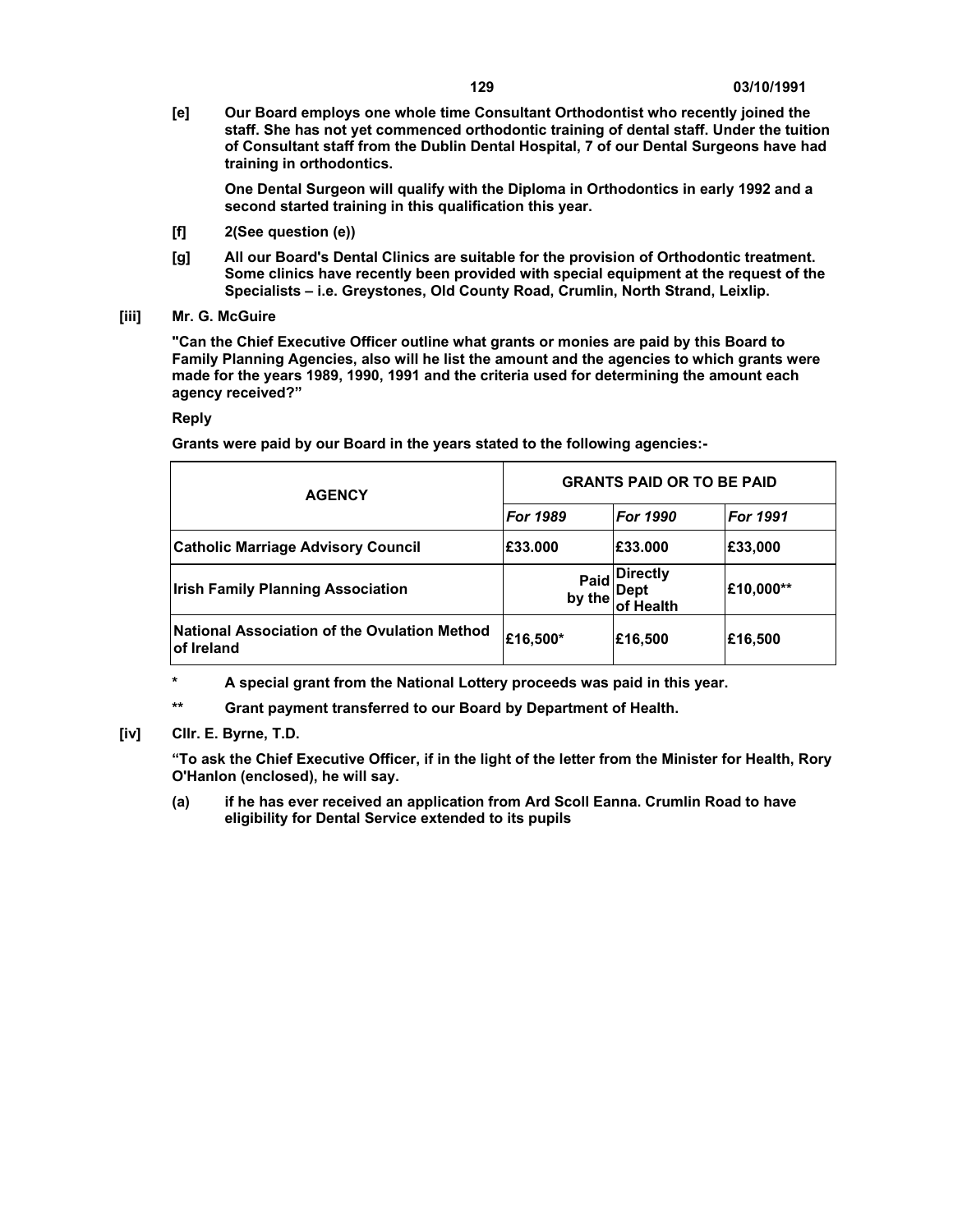**[e]** **Our Board employs one whole time Consultant Orthodontist who recently joined the staff. She has not yet commenced orthodontic training of dental staff. Under the tuition of Consultant staff from the Dublin Dental Hospital, 7 of our Dental Surgeons have had training in orthodontics.**

**One Dental Surgeon will qualify with the Diploma in Orthodontics in early 1992 and a second started training in this qualification this year.**

**[f]** **2(See question (e))**

**[g]** **All our Board's Dental Clinics are suitable for the provision of Orthodontic treatment. Some clinics have recently been provided with special equipment at the request of the Specialists – i.e. Greystones, Old County Road, Crumlin, North Strand, Leixlip.**

**[iii]** **Mr. G. McGuire**

**"Can the Chief Executive Officer outline what grants or monies are paid by this Board to Family Planning Agencies, also will he list the amount and the agencies to which grants were made for the years 1989, 1990, 1991 and the criteria used for determining the amount each agency received?"**

**Reply**

**Grants were paid by our Board in the years stated to the following agencies:-**

| **AGENCY** | **GRANTS PAID OR TO BE PAID** | | |
|---|---|---|---|
| | ***For 1989*** | ***For 1990*** | ***For 1991*** |
| **Catholic Marriage Advisory Council** | **£33.000** | **£33.000** | **£33,000** |
| **Irish Family Planning Association** | **Paid by the** | **Directly Dept of Health** | **£10,000**** |
| **National Association of the Ovulation Method of Ireland** | **£16,500*** | **£16,500** | **£16,500** |

**\*** **A special grant from the National Lottery proceeds was paid in this year.**

**\*\*** **Grant payment transferred to our Board by Department of Health.**

**[iv]** **Cllr. E. Byrne, T.D.**

**"To ask the Chief Executive Officer, if in the light of the letter from the Minister for Health, Rory O'Hanlon (enclosed), he will say.**

**(a)** **if he has ever received an application from Ard Scoll Eanna. Crumlin Road to have eligibility for Dental Service extended to its pupils**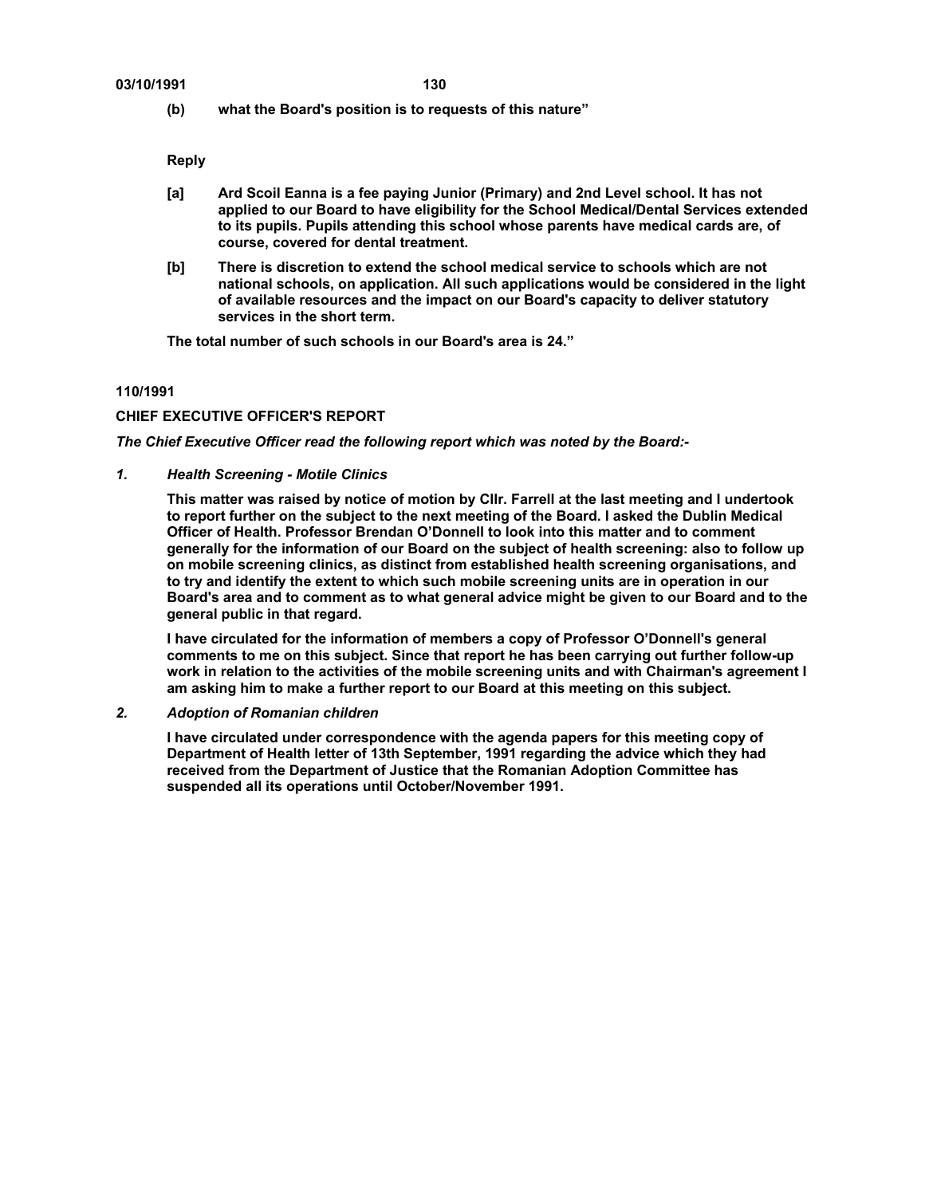**(b) what the Board's position is to requests of this nature"**

**Reply**

**[a] Ard Scoil Eanna is a fee paying Junior (Primary) and 2nd Level school. It has not applied to our Board to have eligibility for the School Medical/Dental Services extended to its pupils. Pupils attending this school whose parents have medical cards are, of course, covered for dental treatment.**

**[b] There is discretion to extend the school medical service to schools which are not national schools, on application. All such applications would be considered in the light of available resources and the impact on our Board's capacity to deliver statutory services in the short term.**

**The total number of such schools in our Board's area is 24."**

**110/1991**

**CHIEF EXECUTIVE OFFICER'S REPORT**

***The Chief Executive Officer read the following report which was noted by the Board:-***

***1. Health Screening - Motile Clinics***

**This matter was raised by notice of motion by Cllr. Farrell at the last meeting and I undertook to report further on the subject to the next meeting of the Board. I asked the Dublin Medical Officer of Health. Professor Brendan O'Donnell to look into this matter and to comment generally for the information of our Board on the subject of health screening: also to follow up on mobile screening clinics, as distinct from established health screening organisations, and to try and identify the extent to which such mobile screening units are in operation in our Board's area and to comment as to what general advice might be given to our Board and to the general public in that regard.**

**I have circulated for the information of members a copy of Professor O'Donnell's general comments to me on this subject. Since that report he has been carrying out further follow-up work in relation to the activities of the mobile screening units and with Chairman's agreement I am asking him to make a further report to our Board at this meeting on this subject.**

***2. Adoption of Romanian children***

**I have circulated under correspondence with the agenda papers for this meeting copy of Department of Health letter of 13th September, 1991 regarding the advice which they had received from the Department of Justice that the Romanian Adoption Committee has suspended all its operations until October/November 1991.**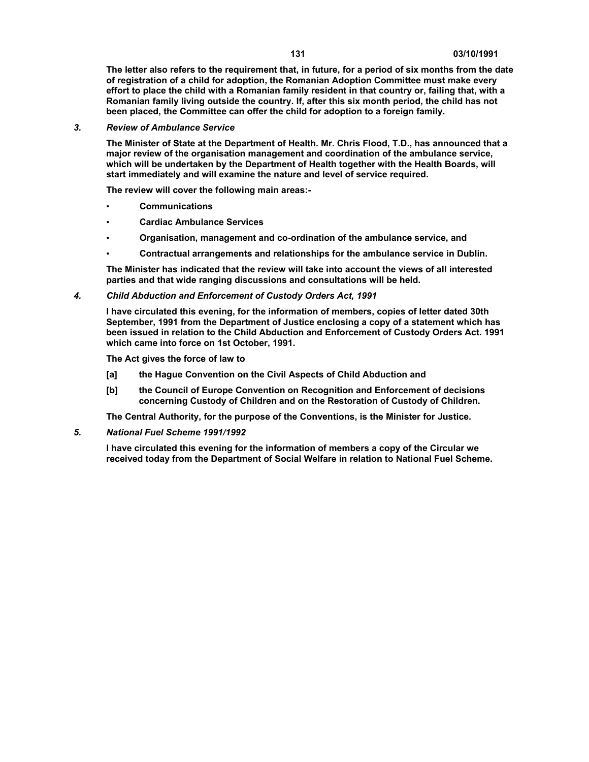**The letter also refers to the requirement that, in future, for a period of six months from the date of registration of a child for adoption, the Romanian Adoption Committee must make every effort to place the child with a Romanian family resident in that country or, failing that, with a Romanian family living outside the country. If, after this six month period, the child has not been placed, the Committee can offer the child for adoption to a foreign family.**

### *3. Review of Ambulance Service*

**The Minister of State at the Department of Health. Mr. Chris Flood, T.D., has announced that a major review of the organisation management and coordination of the ambulance service, which will be undertaken by the Department of Health together with the Health Boards, will start immediately and will examine the nature and level of service required.**

**The review will cover the following main areas:-**

- **Communications**
- **Cardiac Ambulance Services**
- **Organisation, management and co-ordination of the ambulance service, and**
- **Contractual arrangements and relationships for the ambulance service in Dublin.**

**The Minister has indicated that the review will take into account the views of all interested parties and that wide ranging discussions and consultations will be held.**

### *4. Child Abduction and Enforcement of Custody Orders Act, 1991*

**I have circulated this evening, for the information of members, copies of letter dated 30th September, 1991 from the Department of Justice enclosing a copy of a statement which has been issued in relation to the Child Abduction and Enforcement of Custody Orders Act. 1991 which came into force on 1st October, 1991.**

**The Act gives the force of law to**

**[a] the Hague Convention on the Civil Aspects of Child Abduction and**

**[b] the Council of Europe Convention on Recognition and Enforcement of decisions concerning Custody of Children and on the Restoration of Custody of Children.**

**The Central Authority, for the purpose of the Conventions, is the Minister for Justice.**

### *5. National Fuel Scheme 1991/1992*

**I have circulated this evening for the information of members a copy of the Circular we received today from the Department of Social Welfare in relation to National Fuel Scheme.**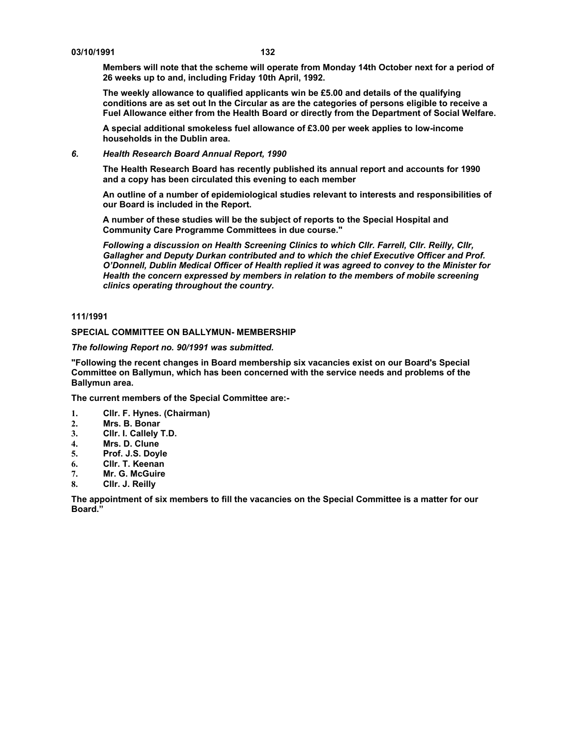**Members will note that the scheme will operate from Monday 14th October next for a period of 26 weeks up to and, including Friday 10th April, 1992.**

**The weekly allowance to qualified applicants win be £5.00 and details of the qualifying conditions are as set out In the Circular as are the categories of persons eligible to receive a Fuel Allowance either from the Health Board or directly from the Department of Social Welfare.**

**A special additional smokeless fuel allowance of £3.00 per week applies to low-income households in the Dublin area.**

***6. Health Research Board Annual Report, 1990***

**The Health Research Board has recently published its annual report and accounts for 1990 and a copy has been circulated this evening to each member**

**An outline of a number of epidemiological studies relevant to interests and responsibilities of our Board is included in the Report.**

**A number of these studies will be the subject of reports to the Special Hospital and Community Care Programme Committees in due course."**

***Following a discussion on Health Screening Clinics to which Cllr. Farrell, Cllr. Reilly, Cllr, Gallagher and Deputy Durkan contributed and to which the chief Executive Officer and Prof. O'Donnell, Dublin Medical Officer of Health replied it was agreed to convey to the Minister for Health the concern expressed by members in relation to the members of mobile screening clinics operating throughout the country.***

**111/1991**

**SPECIAL COMMITTEE ON BALLYMUN- MEMBERSHIP**

***The following Report no. 90/1991 was submitted.***

**"Following the recent changes in Board membership six vacancies exist on our Board's Special Committee on Ballymun, which has been concerned with the service needs and problems of the Ballymun area.**

**The current members of the Special Committee are:-**

1. **Cllr. F. Hynes. (Chairman)**
2. **Mrs. B. Bonar**
3. **Cllr. I. Callely T.D.**
4. **Mrs. D. Clune**
5. **Prof. J.S. Doyle**
6. **Cllr. T. Keenan**
7. **Mr. G. McGuire**
8. **Cllr. J. Reilly**

**The appointment of six members to fill the vacancies on the Special Committee is a matter for our Board."**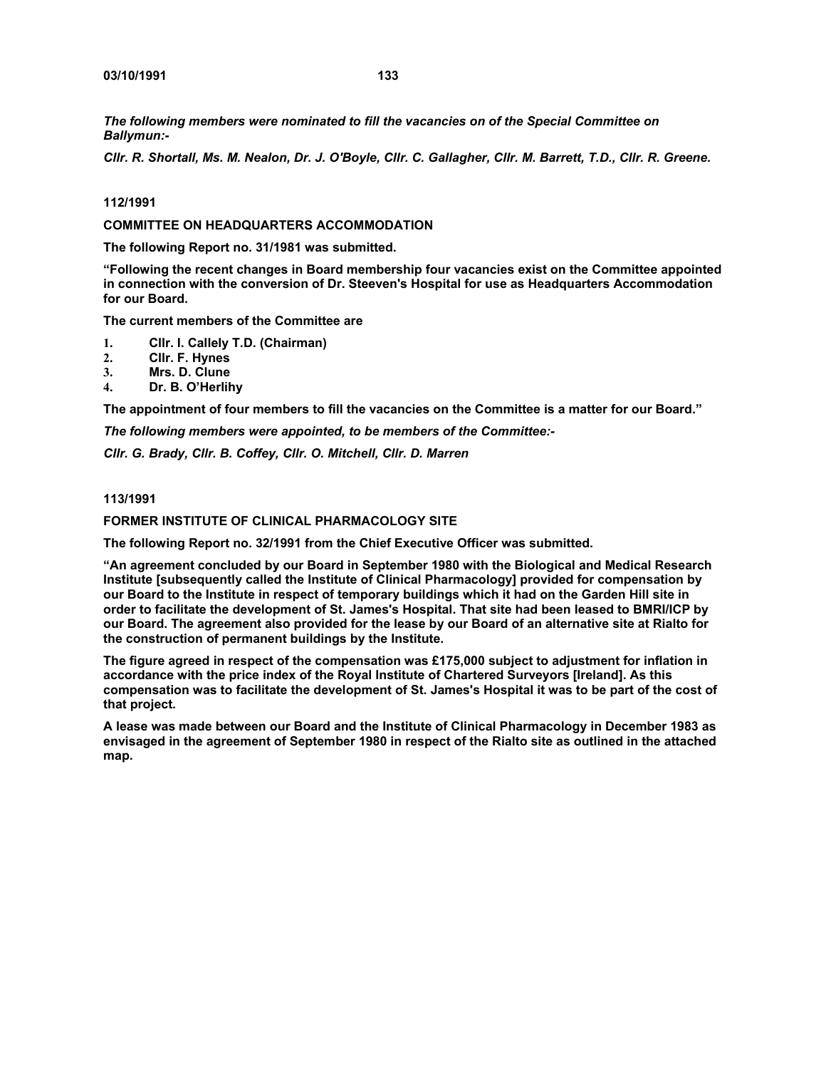*The following members were nominated to fill the vacancies on of the Special Committee on Ballymun:-*

*Cllr. R. Shortall, Ms. M. Nealon, Dr. J. O'Boyle, Cllr. C. Gallagher, Cllr. M. Barrett, T.D., Cllr. R. Greene.*

**112/1991**

**COMMITTEE ON HEADQUARTERS ACCOMMODATION**

**The following Report no. 31/1981 was submitted.**

**"Following the recent changes in Board membership four vacancies exist on the Committee appointed in connection with the conversion of Dr. Steeven's Hospital for use as Headquarters Accommodation for our Board.**

**The current members of the Committee are**

1. **Cllr. I. Callely T.D. (Chairman)**
2. **Cllr. F. Hynes**
3. **Mrs. D. Clune**
4. **Dr. B. O'Herlihy**

**The appointment of four members to fill the vacancies on the Committee is a matter for our Board."**

*The following members were appointed, to be members of the Committee:-*

*Cllr. G. Brady, Cllr. B. Coffey, Cllr. O. Mitchell, Cllr. D. Marren*

**113/1991**

**FORMER INSTITUTE OF CLINICAL PHARMACOLOGY SITE**

**The following Report no. 32/1991 from the Chief Executive Officer was submitted.**

**"An agreement concluded by our Board in September 1980 with the Biological and Medical Research Institute [subsequently called the Institute of Clinical Pharmacology] provided for compensation by our Board to the Institute in respect of temporary buildings which it had on the Garden Hill site in order to facilitate the development of St. James's Hospital. That site had been leased to BMRI/ICP by our Board. The agreement also provided for the lease by our Board of an alternative site at Rialto for the construction of permanent buildings by the Institute.**

**The figure agreed in respect of the compensation was £175,000 subject to adjustment for inflation in accordance with the price index of the Royal Institute of Chartered Surveyors [Ireland]. As this compensation was to facilitate the development of St. James's Hospital it was to be part of the cost of that project.**

**A lease was made between our Board and the Institute of Clinical Pharmacology in December 1983 as envisaged in the agreement of September 1980 in respect of the Rialto site as outlined in the attached map.**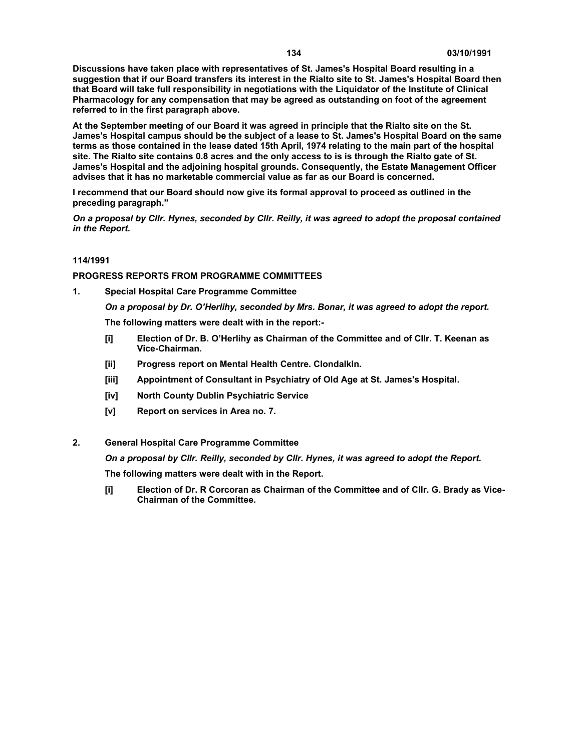**Discussions have taken place with representatives of St. James's Hospital Board resulting in a suggestion that if our Board transfers its interest in the Rialto site to St. James's Hospital Board then that Board will take full responsibility in negotiations with the Liquidator of the Institute of Clinical Pharmacology for any compensation that may be agreed as outstanding on foot of the agreement referred to in the first paragraph above.**

**At the September meeting of our Board it was agreed in principle that the Rialto site on the St. James's Hospital campus should be the subject of a lease to St. James's Hospital Board on the same terms as those contained in the lease dated 15th April, 1974 relating to the main part of the hospital site. The Rialto site contains 0.8 acres and the only access to is is through the Rialto gate of St. James's Hospital and the adjoining hospital grounds. Consequently, the Estate Management Officer advises that it has no marketable commercial value as far as our Board is concerned.**

**I recommend that our Board should now give its formal approval to proceed as outlined in the preceding paragraph."**

***On a proposal by Cllr. Hynes, seconded by Cllr. Reilly, it was agreed to adopt the proposal contained in the Report.***

**114/1991**

**PROGRESS REPORTS FROM PROGRAMME COMMITTEES**

**1. Special Hospital Care Programme Committee**

***On a proposal by Dr. O'Herlihy, seconded by Mrs. Bonar, it was agreed to adopt the report.***

**The following matters were dealt with in the report:-**

- **[i] Election of Dr. B. O'Herlihy as Chairman of the Committee and of Cllr. T. Keenan as Vice-Chairman.**
- **[ii] Progress report on Mental Health Centre. Clondalkln.**
- **[iii] Appointment of Consultant in Psychiatry of Old Age at St. James's Hospital.**
- **[iv] North County Dublin Psychiatric Service**
- **[v] Report on services in Area no. 7.**

**2. General Hospital Care Programme Committee**

***On a proposal by Cllr. Reilly, seconded by Cllr. Hynes, it was agreed to adopt the Report.***

**The following matters were dealt with in the Report.**

- **[i] Election of Dr. R Corcoran as Chairman of the Committee and of Cllr. G. Brady as Vice-Chairman of the Committee.**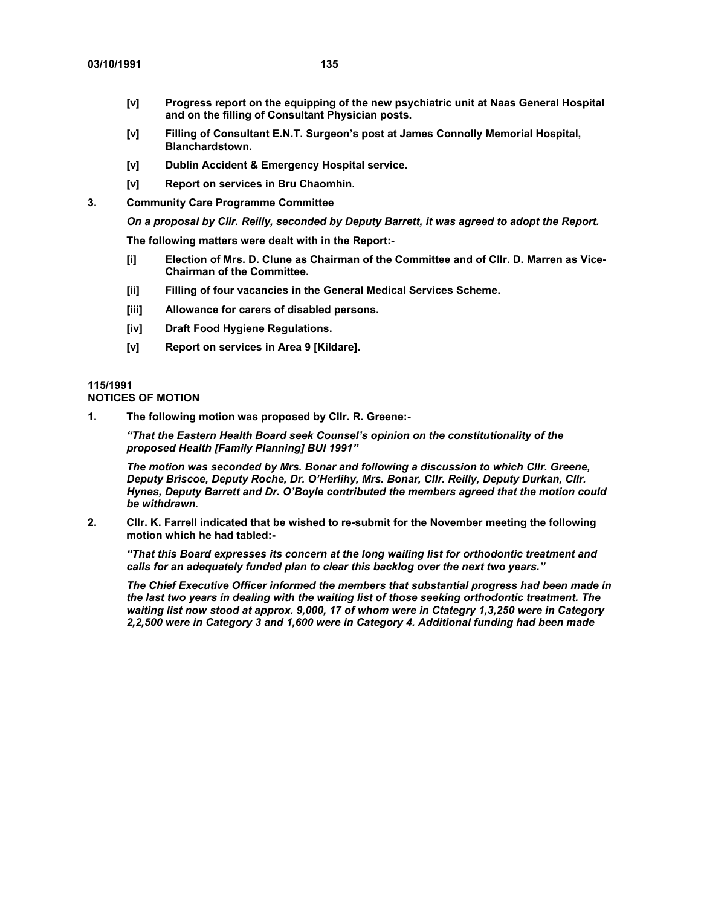**[v] Progress report on the equipping of the new psychiatric unit at Naas General Hospital and on the filling of Consultant Physician posts.**

**[v] Filling of Consultant E.N.T. Surgeon's post at James Connolly Memorial Hospital, Blanchardstown.**

**[v] Dublin Accident & Emergency Hospital service.**

**[v] Report on services in Bru Chaomhin.**

**3. Community Care Programme Committee**

***On a proposal by Cllr. Reilly, seconded by Deputy Barrett, it was agreed to adopt the Report.***

**The following matters were dealt with in the Report:-**

**[i] Election of Mrs. D. Clune as Chairman of the Committee and of Cllr. D. Marren as Vice-Chairman of the Committee.**

**[ii] Filling of four vacancies in the General Medical Services Scheme.**

**[iii] Allowance for carers of disabled persons.**

**[iv] Draft Food Hygiene Regulations.**

**[v] Report on services in Area 9 [Kildare].**

**115/1991**
**NOTICES OF MOTION**

**1. The following motion was proposed by Cllr. R. Greene:-**

***"That the Eastern Health Board seek Counsel's opinion on the constitutionality of the proposed Health [Family Planning] BUI 1991"***

***The motion was seconded by Mrs. Bonar and following a discussion to which Cllr. Greene, Deputy Briscoe, Deputy Roche, Dr. O'Herlihy, Mrs. Bonar, Cllr. Reilly, Deputy Durkan, Cllr. Hynes, Deputy Barrett and Dr. O'Boyle contributed the members agreed that the motion could be withdrawn.***

**2. Cllr. K. Farrell indicated that be wished to re-submit for the November meeting the following motion which he had tabled:-**

***"That this Board expresses its concern at the long wailing list for orthodontic treatment and calls for an adequately funded plan to clear this backlog over the next two years."***

***The Chief Executive Officer informed the members that substantial progress had been made in the last two years in dealing with the waiting list of those seeking orthodontic treatment. The waiting list now stood at approx. 9,000, 17 of whom were in Ctategry 1,3,250 were in Category 2,2,500 were in Category 3 and 1,600 were in Category 4. Additional funding had been made***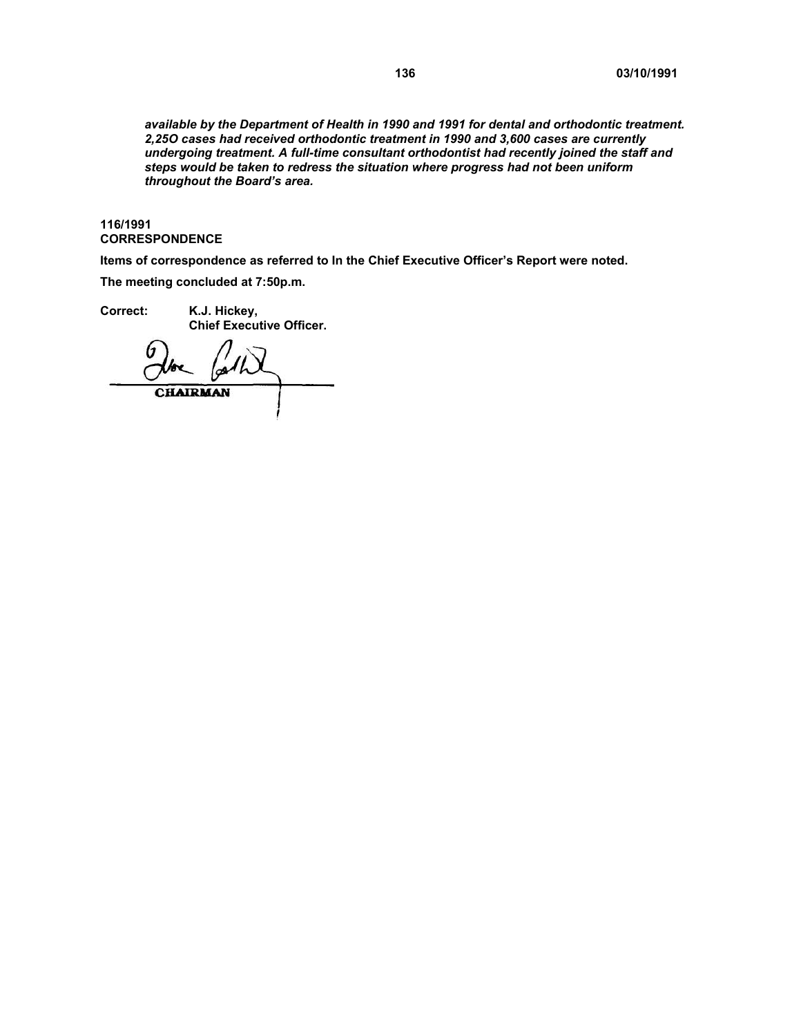*available by the Department of Health in 1990 and 1991 for dental and orthodontic treatment. 2,25O cases had received orthodontic treatment in 1990 and 3,600 cases are currently undergoing treatment. A full-time consultant orthodontist had recently joined the staff and steps would be taken to redress the situation where progress had not been uniform throughout the Board's area.*

**116/1991**
**CORRESPONDENCE**

**Items of correspondence as referred to In the Chief Executive Officer's Report were noted.**

**The meeting concluded at 7:50p.m.**

**Correct:** **K.J. Hickey,**
**Chief Executive Officer.**

**CHAIRMAN**